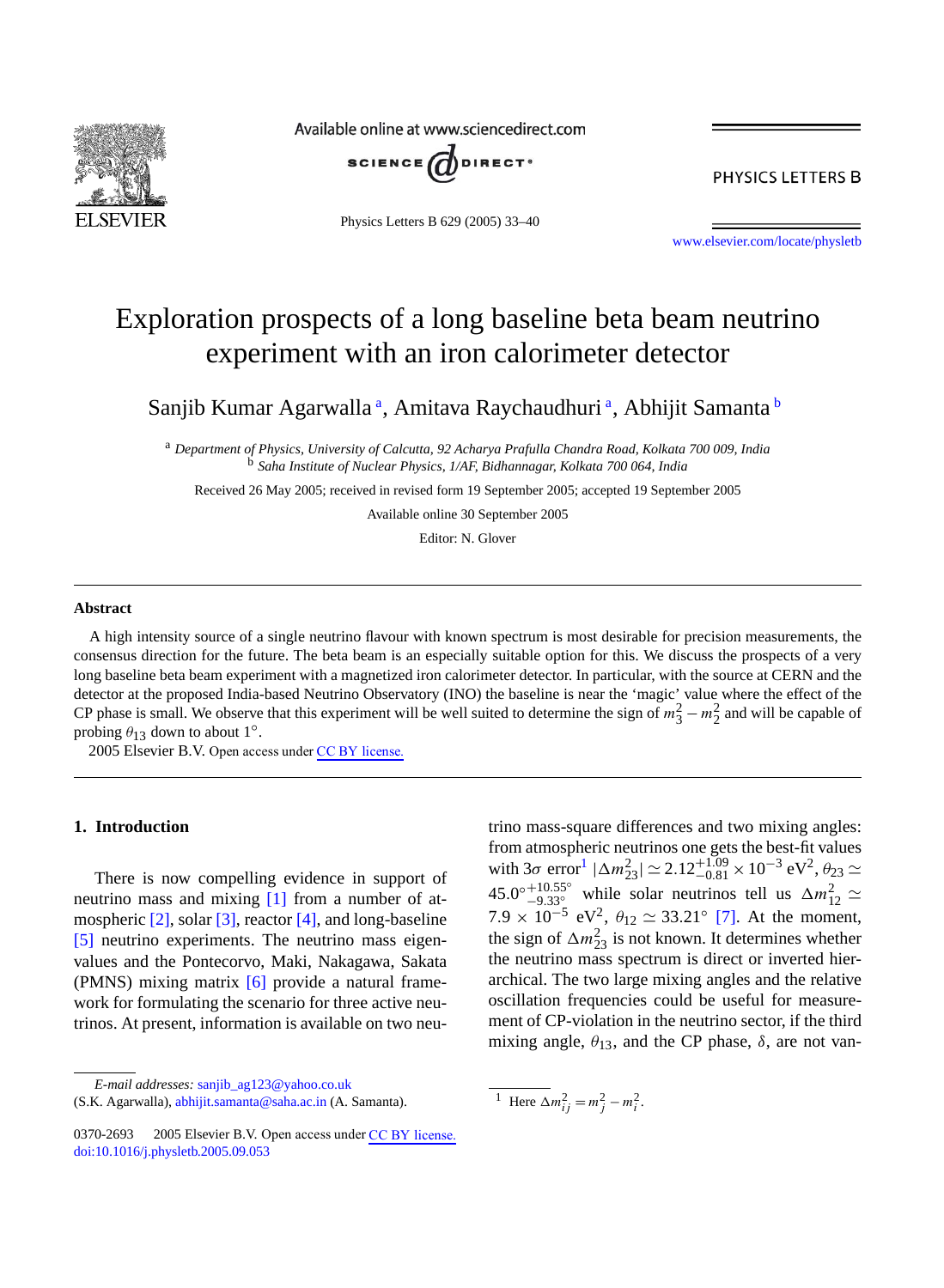# Exploration prospects of a long baseline beta beam neutrino experiment with an iron calorimeter detector

Sanjib Kumar Agarwalla [a], Amitava Raychaudhuri [a], Abhijit Samanta [b]

[a] *Department of Physics, University of Calcutta, 92 Acharya Prafulla Chandra Road, Kolkata 700 009, India*
[b] *Saha Institute of Nuclear Physics, 1/AF, Bidhannagar, Kolkata 700 064, India*

Received 26 May 2005; received in revised form 19 September 2005; accepted 19 September 2005

Available online 30 September 2005

Editor: N. Glover

## Abstract

A high intensity source of a single neutrino flavour with known spectrum is most desirable for precision measurements, the consensus direction for the future. The beta beam is an especially suitable option for this. We discuss the prospects of a very long baseline beta beam experiment with a magnetized iron calorimeter detector. In particular, with the source at CERN and the detector at the proposed India-based Neutrino Observatory (INO) the baseline is near the 'magic' value where the effect of the CP phase is small. We observe that this experiment will be well suited to determine the sign of $m_3^2 - m_2^2$ and will be capable of probing $\theta_{13}$ down to about 1°.

© 2005 Elsevier B.V. Open access under CC BY license.

## 1. Introduction

There is now compelling evidence in support of neutrino mass and mixing [1] from a number of atmospheric [2], solar [3], reactor [4], and long-baseline [5] neutrino experiments. The neutrino mass eigenvalues and the Pontecorvo, Maki, Nakagawa, Sakata (PMNS) mixing matrix [6] provide a natural framework for formulating the scenario for three active neutrinos. At present, information is available on two neutrino mass-square differences and two mixing angles: from atmospheric neutrinos one gets the best-fit values with $3\sigma$ error[1] $|\Delta m_{23}^2| \simeq 2.12^{+1.09}_{-0.81} \times 10^{-3}$ eV$^2$, $\theta_{23} \simeq 45.0^{\circ}{}^{+10.55^{\circ}}_{-9.33^{\circ}}$ while solar neutrinos tell us $\Delta m_{12}^2 \simeq 7.9 \times 10^{-5}$ eV$^2$, $\theta_{12} \simeq 33.21^{\circ}$ [7]. At the moment, the sign of $\Delta m_{23}^2$ is not known. It determines whether the neutrino mass spectrum is direct or inverted hierarchical. The two large mixing angles and the relative oscillation frequencies could be useful for measurement of CP-violation in the neutrino sector, if the third mixing angle, $\theta_{13}$, and the CP phase, $\delta$, are not van-

*E-mail addresses:* sanjib_ag123@yahoo.co.uk (S.K. Agarwalla), abhijit.samanta@saha.ac.in (A. Samanta).

[1] Here $\Delta m_{ij}^2 = m_j^2 - m_i^2$.

0370-2693 © 2005 Elsevier B.V. Open access under CC BY license.
doi:10.1016/j.physletb.2005.09.053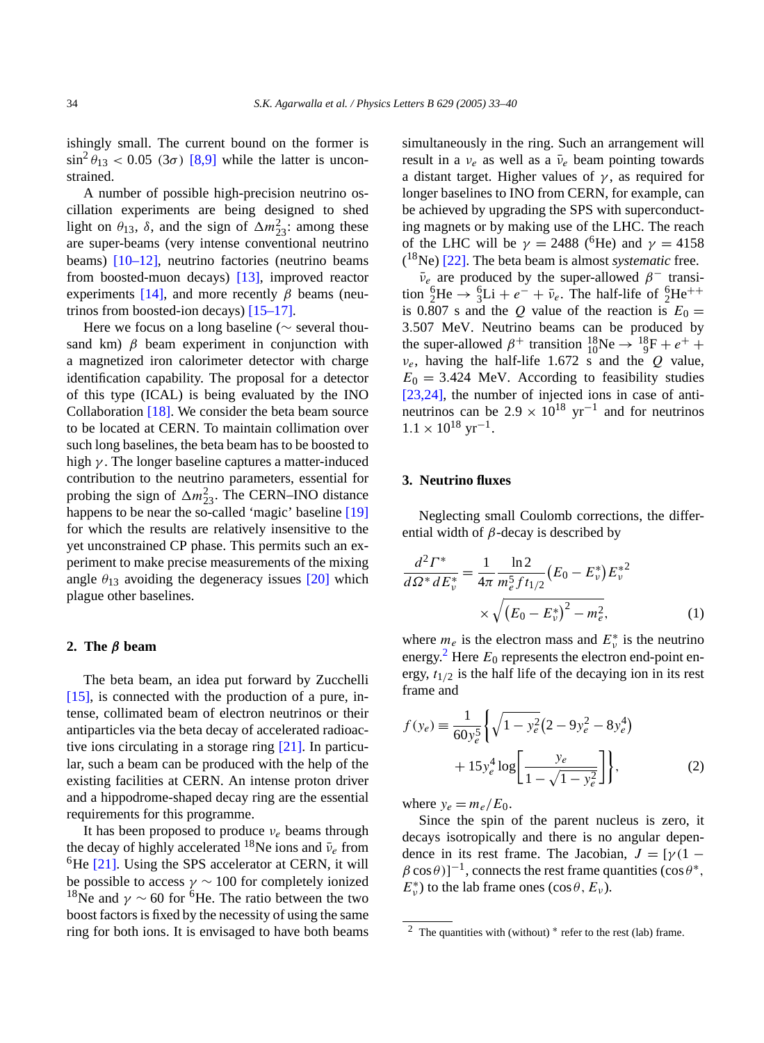ishingly small. The current bound on the former is $\sin^2\theta_{13} < 0.05$ ($3\sigma$) [8,9] while the latter is unconstrained.

A number of possible high-precision neutrino oscillation experiments are being designed to shed light on $\theta_{13}$, $\delta$, and the sign of $\Delta m^2_{23}$: among these are super-beams (very intense conventional neutrino beams) [10–12], neutrino factories (neutrino beams from boosted-muon decays) [13], improved reactor experiments [14], and more recently $\beta$ beams (neutrinos from boosted-ion decays) [15–17].

Here we focus on a long baseline ($\sim$ several thousand km) $\beta$ beam experiment in conjunction with a magnetized iron calorimeter detector with charge identification capability. The proposal for a detector of this type (ICAL) is being evaluated by the INO Collaboration [18]. We consider the beta beam source to be located at CERN. To maintain collimation over such long baselines, the beta beam has to be boosted to high $\gamma$. The longer baseline captures a matter-induced contribution to the neutrino parameters, essential for probing the sign of $\Delta m^2_{23}$. The CERN–INO distance happens to be near the so-called 'magic' baseline [19] for which the results are relatively insensitive to the yet unconstrained CP phase. This permits such an experiment to make precise measurements of the mixing angle $\theta_{13}$ avoiding the degeneracy issues [20] which plague other baselines.

## 2. The $\beta$ beam

The beta beam, an idea put forward by Zucchelli [15], is connected with the production of a pure, intense, collimated beam of electron neutrinos or their antiparticles via the beta decay of accelerated radioactive ions circulating in a storage ring [21]. In particular, such a beam can be produced with the help of the existing facilities at CERN. An intense proton driver and a hippodrome-shaped decay ring are the essential requirements for this programme.

It has been proposed to produce $\nu_e$ beams through the decay of highly accelerated $^{18}$Ne ions and $\bar{\nu}_e$ from $^6$He [21]. Using the SPS accelerator at CERN, it will be possible to access $\gamma \sim 100$ for completely ionized $^{18}$Ne and $\gamma \sim 60$ for $^6$He. The ratio between the two boost factors is fixed by the necessity of using the same ring for both ions. It is envisaged to have both beams simultaneously in the ring. Such an arrangement will result in a $\nu_e$ as well as a $\bar{\nu}_e$ beam pointing towards a distant target. Higher values of $\gamma$, as required for longer baselines to INO from CERN, for example, can be achieved by upgrading the SPS with superconducting magnets or by making use of the LHC. The reach of the LHC will be $\gamma = 2488$ ($^6$He) and $\gamma = 4158$ ($^{18}$Ne) [22]. The beta beam is almost *systematic* free.

$\bar{\nu}_e$ are produced by the super-allowed $\beta^-$ transition ${}^6_2\text{He} \to {}^6_3\text{Li} + e^- + \bar{\nu}_e$. The half-life of ${}^6_2\text{He}^{++}$ is 0.807 s and the $Q$ value of the reaction is $E_0 = 3.507$ MeV. Neutrino beams can be produced by the super-allowed $\beta^+$ transition ${}^{18}_{10}\text{Ne} \to {}^{18}_{9}\text{F} + e^+ + \nu_e$, having the half-life 1.672 s and the $Q$ value, $E_0 = 3.424$ MeV. According to feasibility studies [23,24], the number of injected ions in case of antineutrinos can be $2.9 \times 10^{18}\ \text{yr}^{-1}$ and for neutrinos $1.1 \times 10^{18}\ \text{yr}^{-1}$.

## 3. Neutrino fluxes

Neglecting small Coulomb corrections, the differential width of $\beta$-decay is described by

$$\frac{d^2\Gamma^*}{d\Omega^*\, dE^*_\nu} = \frac{1}{4\pi}\frac{\ln 2}{m_e^5 f t_{1/2}}\left(E_0 - E^*_\nu\right)E^{*2}_\nu \times \sqrt{\left(E_0 - E^*_\nu\right)^2 - m_e^2}, \tag{1}$$

where $m_e$ is the electron mass and $E^*_\nu$ is the neutrino energy.[2] Here $E_0$ represents the electron end-point energy, $t_{1/2}$ is the half life of the decaying ion in its rest frame and

$$f(y_e) \equiv \frac{1}{60 y_e^5}\left\{\sqrt{1 - y_e^2}\left(2 - 9y_e^2 - 8y_e^4\right) + 15 y_e^4 \log\left[\frac{y_e}{1 - \sqrt{1 - y_e^2}}\right]\right\}, \tag{2}$$

where $y_e = m_e/E_0$.

Since the spin of the parent nucleus is zero, it decays isotropically and there is no angular dependence in its rest frame. The Jacobian, $J = [\gamma(1 - \beta\cos\theta)]^{-1}$, connects the rest frame quantities ($\cos\theta^*$, $E^*_\nu$) to the lab frame ones ($\cos\theta$, $E_\nu$).

---

[2] The quantities with (without) * refer to the rest (lab) frame.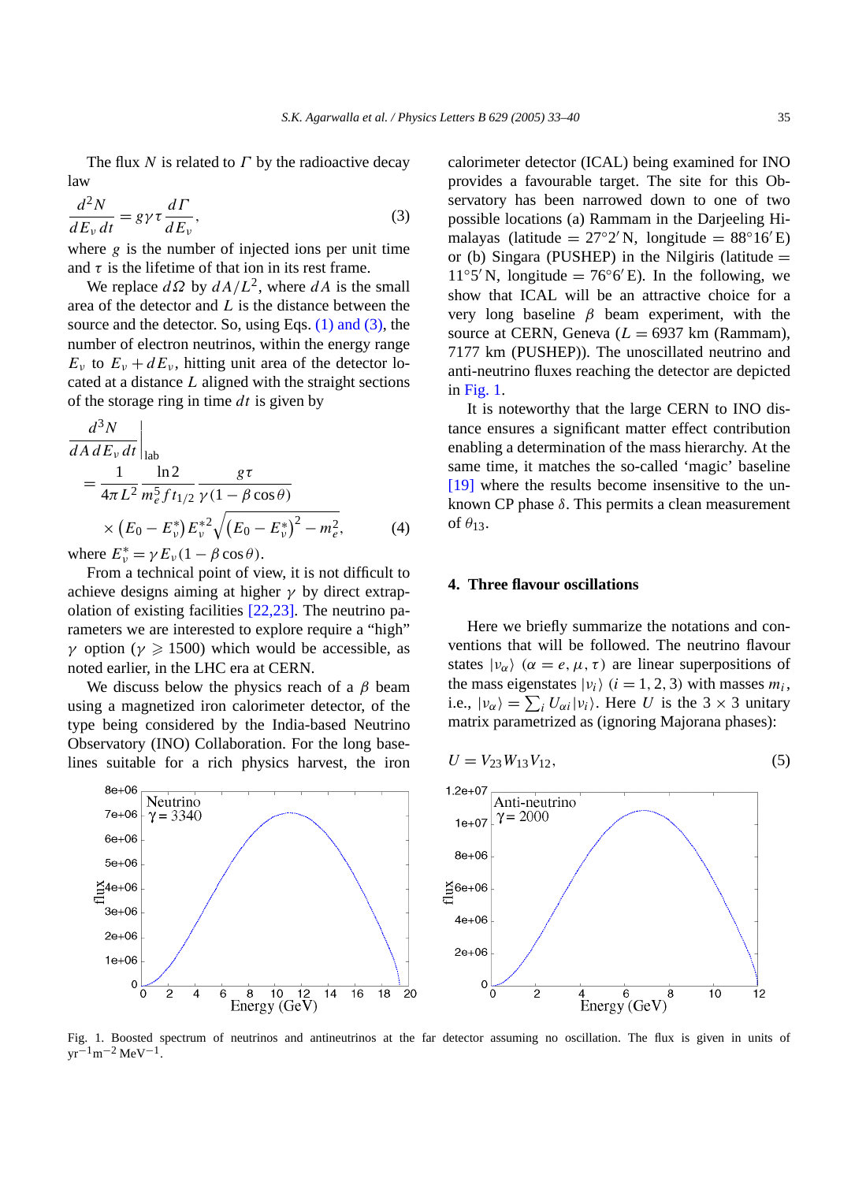The flux $N$ is related to $\Gamma$ by the radioactive decay law

$$\frac{d^2N}{dE_\nu\,dt} = g\gamma\tau\frac{d\Gamma}{dE_\nu}, \tag{3}$$

where $g$ is the number of injected ions per unit time and $\tau$ is the lifetime of that ion in its rest frame.

We replace $d\Omega$ by $dA/L^2$, where $dA$ is the small area of the detector and $L$ is the distance between the source and the detector. So, using Eqs. (1) and (3), the number of electron neutrinos, within the energy range $E_\nu$ to $E_\nu + dE_\nu$, hitting unit area of the detector located at a distance $L$ aligned with the straight sections of the storage ring in time $dt$ is given by

$$\begin{aligned}
&\left.\frac{d^3N}{dA\,dE_\nu\,dt}\right|_{\text{lab}} \\
&\quad = \frac{1}{4\pi L^2}\frac{\ln 2}{m_e^5 f t_{1/2}}\frac{g\tau}{\gamma(1-\beta\cos\theta)} \\
&\qquad \times \left(E_0 - E_\nu^*\right)E_\nu^{*2}\sqrt{\left(E_0 - E_\nu^*\right)^2 - m_e^2},
\end{aligned} \tag{4}$$

where $E_\nu^* = \gamma E_\nu(1-\beta\cos\theta)$.

From a technical point of view, it is not difficult to achieve designs aiming at higher $\gamma$ by direct extrapolation of existing facilities [22,23]. The neutrino parameters we are interested to explore require a "high" $\gamma$ option ($\gamma \geqslant 1500$) which would be accessible, as noted earlier, in the LHC era at CERN.

We discuss below the physics reach of a $\beta$ beam using a magnetized iron calorimeter detector, of the type being considered by the India-based Neutrino Observatory (INO) Collaboration. For the long baselines suitable for a rich physics harvest, the iron calorimeter detector (ICAL) being examined for INO provides a favourable target. The site for this Observatory has been narrowed down to one of two possible locations (a) Rammam in the Darjeeling Himalayas (latitude = 27°2′ N, longitude = 88°16′ E) or (b) Singara (PUSHEP) in the Nilgiris (latitude = 11°5′ N, longitude = 76°6′ E). In the following, we show that ICAL will be an attractive choice for a very long baseline $\beta$ beam experiment, with the source at CERN, Geneva ($L = 6937$ km (Rammam), 7177 km (PUSHEP)). The unoscillated neutrino and anti-neutrino fluxes reaching the detector are depicted in Fig. 1.

It is noteworthy that the large CERN to INO distance ensures a significant matter effect contribution enabling a determination of the mass hierarchy. At the same time, it matches the so-called 'magic' baseline [19] where the results become insensitive to the unknown CP phase $\delta$. This permits a clean measurement of $\theta_{13}$.

## 4. Three flavour oscillations

Here we briefly summarize the notations and conventions that will be followed. The neutrino flavour states $|\nu_\alpha\rangle$ ($\alpha = e, \mu, \tau$) are linear superpositions of the mass eigenstates $|\nu_i\rangle$ ($i = 1, 2, 3$) with masses $m_i$, i.e., $|\nu_\alpha\rangle = \sum_i U_{\alpha i}|\nu_i\rangle$. Here $U$ is the $3 \times 3$ unitary matrix parametrized as (ignoring Majorana phases):

$$U = V_{23}W_{13}V_{12}, \tag{5}$$

Fig. 1. Boosted spectrum of neutrinos and antineutrinos at the far detector assuming no oscillation. The flux is given in units of $\text{yr}^{-1}\,\text{m}^{-2}\,\text{MeV}^{-1}$.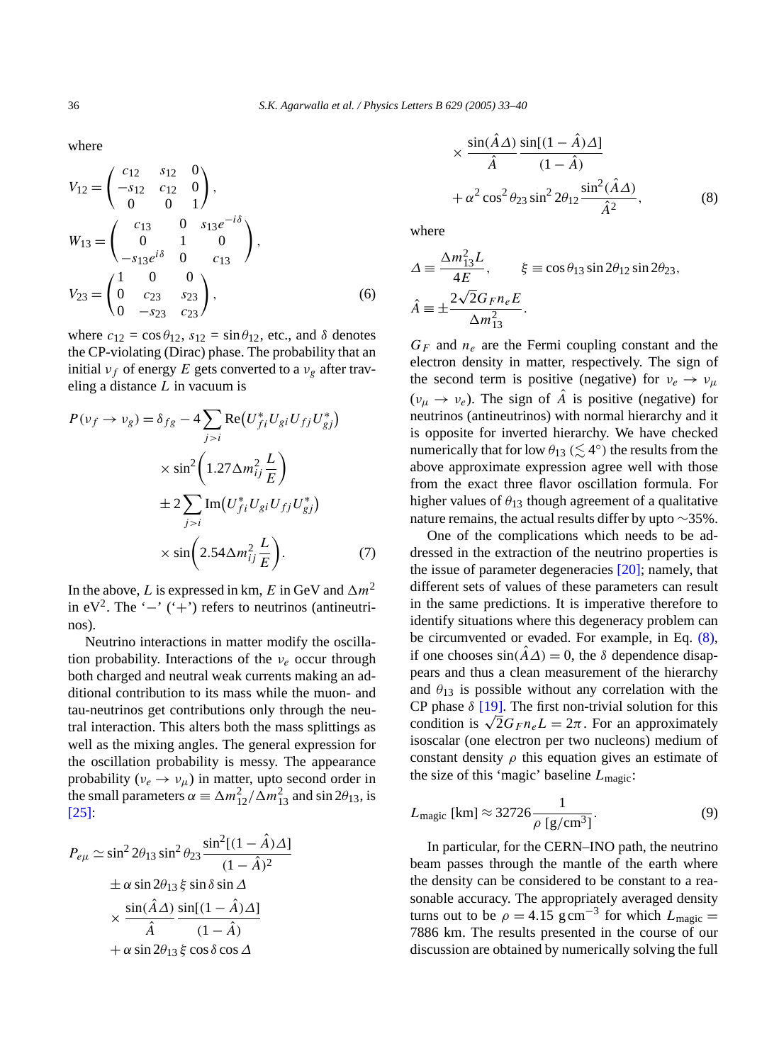where

$$
V_{12} = \begin{pmatrix} c_{12} & s_{12} & 0 \\ -s_{12} & c_{12} & 0 \\ 0 & 0 & 1 \end{pmatrix},
$$

$$
W_{13} = \begin{pmatrix} c_{13} & 0 & s_{13}e^{-i\delta} \\ 0 & 1 & 0 \\ -s_{13}e^{i\delta} & 0 & c_{13} \end{pmatrix},
$$

$$
V_{23} = \begin{pmatrix} 1 & 0 & 0 \\ 0 & c_{23} & s_{23} \\ 0 & -s_{23} & c_{23} \end{pmatrix}, \tag{6}
$$

where $c_{12} = \cos\theta_{12}$, $s_{12} = \sin\theta_{12}$, etc., and $\delta$ denotes the CP-violating (Dirac) phase. The probability that an initial $\nu_f$ of energy $E$ gets converted to a $\nu_g$ after traveling a distance $L$ in vacuum is

$$
\begin{aligned}
P(\nu_f \to \nu_g) = \delta_{fg} &- 4\sum_{j>i} \mathrm{Re}\big(U_{fi}^* U_{gi} U_{fj} U_{gj}^*\big) \\
&\times \sin^2\left(1.27\Delta m_{ij}^2 \frac{L}{E}\right) \\
&\pm 2\sum_{j>i} \mathrm{Im}\big(U_{fi}^* U_{gi} U_{fj} U_{gj}^*\big) \\
&\times \sin\left(2.54\Delta m_{ij}^2 \frac{L}{E}\right).
\end{aligned} \tag{7}
$$

In the above, $L$ is expressed in km, $E$ in GeV and $\Delta m^2$ in $\mathrm{eV}^2$. The '$-$' ('$+$') refers to neutrinos (antineutrinos).

Neutrino interactions in matter modify the oscillation probability. Interactions of the $\nu_e$ occur through both charged and neutral weak currents making an additional contribution to its mass while the muon- and tau-neutrinos get contributions only through the neutral interaction. This alters both the mass splittings as well as the mixing angles. The general expression for the oscillation probability is messy. The appearance probability ($\nu_e \to \nu_\mu$) in matter, upto second order in the small parameters $\alpha \equiv \Delta m_{12}^2/\Delta m_{13}^2$ and $\sin 2\theta_{13}$, is [25]:

$$
\begin{aligned}
P_{e\mu} \simeq{}& \sin^2 2\theta_{13} \sin^2\theta_{23} \frac{\sin^2[(1-\hat{A})\Delta]}{(1-\hat{A})^2} \\
&\pm \alpha \sin 2\theta_{13}\, \xi \sin\delta \sin\Delta \\
&\times \frac{\sin(\hat{A}\Delta)}{\hat{A}} \frac{\sin[(1-\hat{A})\Delta]}{(1-\hat{A})} \\
&+ \alpha \sin 2\theta_{13}\, \xi \cos\delta \cos\Delta \\
&\times \frac{\sin(\hat{A}\Delta)}{\hat{A}} \frac{\sin[(1-\hat{A})\Delta]}{(1-\hat{A})} \\
&+ \alpha^2 \cos^2\theta_{23} \sin^2 2\theta_{12} \frac{\sin^2(\hat{A}\Delta)}{\hat{A}^2},
\end{aligned} \tag{8}
$$

where

$$
\Delta \equiv \frac{\Delta m_{13}^2 L}{4E}, \qquad \xi \equiv \cos\theta_{13} \sin 2\theta_{12} \sin 2\theta_{23},
$$

$$
\hat{A} \equiv \pm \frac{2\sqrt{2} G_F n_e E}{\Delta m_{13}^2}.
$$

$G_F$ and $n_e$ are the Fermi coupling constant and the electron density in matter, respectively. The sign of the second term is positive (negative) for $\nu_e \to \nu_\mu$ ($\nu_\mu \to \nu_e$). The sign of $\hat{A}$ is positive (negative) for neutrinos (antineutrinos) with normal hierarchy and it is opposite for inverted hierarchy. We have checked numerically that for low $\theta_{13}$ ($\lesssim 4^\circ$) the results from the above approximate expression agree well with those from the exact three flavor oscillation formula. For higher values of $\theta_{13}$ though agreement of a qualitative nature remains, the actual results differ by upto $\sim$35%.

One of the complications which needs to be addressed in the extraction of the neutrino properties is the issue of parameter degeneracies [20]; namely, that different sets of values of these parameters can result in the same predictions. It is imperative therefore to identify situations where this degeneracy problem can be circumvented or evaded. For example, in Eq. (8), if one chooses $\sin(\hat{A}\Delta) = 0$, the $\delta$ dependence disappears and thus a clean measurement of the hierarchy and $\theta_{13}$ is possible without any correlation with the CP phase $\delta$ [19]. The first non-trivial solution for this condition is $\sqrt{2} G_F n_e L = 2\pi$. For an approximately isoscalar (one electron per two nucleons) medium of constant density $\rho$ this equation gives an estimate of the size of this 'magic' baseline $L_{\mathrm{magic}}$:

$$
L_{\mathrm{magic}}\ [\mathrm{km}] \approx 32726 \frac{1}{\rho\ [\mathrm{g/cm^3}]}. \tag{9}
$$

In particular, for the CERN–INO path, the neutrino beam passes through the mantle of the earth where the density can be considered to be constant to a reasonable accuracy. The appropriately averaged density turns out to be $\rho = 4.15\ \mathrm{g\,cm^{-3}}$ for which $L_{\mathrm{magic}} = 7886$ km. The results presented in the course of our discussion are obtained by numerically solving the full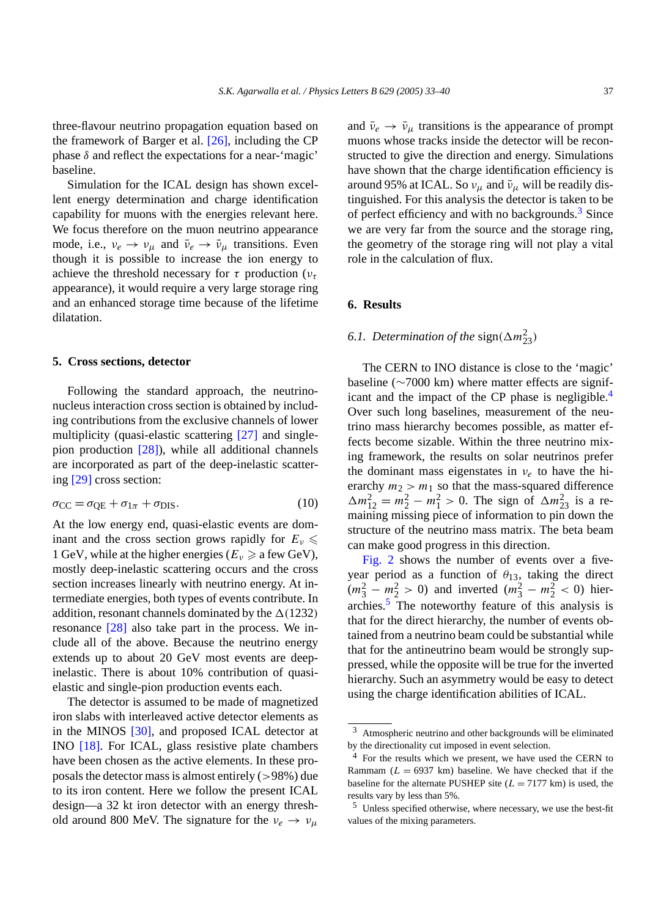three-flavour neutrino propagation equation based on the framework of Barger et al. [26], including the CP phase $\delta$ and reflect the expectations for a near-'magic' baseline.

Simulation for the ICAL design has shown excellent energy determination and charge identification capability for muons with the energies relevant here. We focus therefore on the muon neutrino appearance mode, i.e., $\nu_e \to \nu_\mu$ and $\bar{\nu}_e \to \bar{\nu}_\mu$ transitions. Even though it is possible to increase the ion energy to achieve the threshold necessary for $\tau$ production ($\nu_\tau$ appearance), it would require a very large storage ring and an enhanced storage time because of the lifetime dilatation.

## 5. Cross sections, detector

Following the standard approach, the neutrino-nucleus interaction cross section is obtained by including contributions from the exclusive channels of lower multiplicity (quasi-elastic scattering [27] and single-pion production [28]), while all additional channels are incorporated as part of the deep-inelastic scattering [29] cross section:

$$\sigma_{\mathrm{CC}} = \sigma_{\mathrm{QE}} + \sigma_{1\pi} + \sigma_{\mathrm{DIS}}. \tag{10}$$

At the low energy end, quasi-elastic events are dominant and the cross section grows rapidly for $E_\nu \leqslant 1$ GeV, while at the higher energies ($E_\nu \geqslant$ a few GeV), mostly deep-inelastic scattering occurs and the cross section increases linearly with neutrino energy. At intermediate energies, both types of events contribute. In addition, resonant channels dominated by the $\Delta(1232)$ resonance [28] also take part in the process. We include all of the above. Because the neutrino energy extends up to about 20 GeV most events are deep-inelastic. There is about 10% contribution of quasi-elastic and single-pion production events each.

The detector is assumed to be made of magnetized iron slabs with interleaved active detector elements as in the MINOS [30], and proposed ICAL detector at INO [18]. For ICAL, glass resistive plate chambers have been chosen as the active elements. In these proposals the detector mass is almost entirely (>98%) due to its iron content. Here we follow the present ICAL design—a 32 kt iron detector with an energy threshold around 800 MeV. The signature for the $\nu_e \to \nu_\mu$ and $\bar{\nu}_e \to \bar{\nu}_\mu$ transitions is the appearance of prompt muons whose tracks inside the detector will be reconstructed to give the direction and energy. Simulations have shown that the charge identification efficiency is around 95% at ICAL. So $\nu_\mu$ and $\bar{\nu}_\mu$ will be readily distinguished. For this analysis the detector is taken to be of perfect efficiency and with no backgrounds.[3] Since we are very far from the source and the storage ring, the geometry of the storage ring will not play a vital role in the calculation of flux.

## 6. Results

### 6.1. *Determination of the* sign$(\Delta m^2_{23})$

The CERN to INO distance is close to the 'magic' baseline (~7000 km) where matter effects are significant and the impact of the CP phase is negligible.[4] Over such long baselines, measurement of the neutrino mass hierarchy becomes possible, as matter effects become sizable. Within the three neutrino mixing framework, the results on solar neutrinos prefer the dominant mass eigenstates in $\nu_e$ to have the hierarchy $m_2 > m_1$ so that the mass-squared difference $\Delta m^2_{12} = m^2_2 - m^2_1 > 0$. The sign of $\Delta m^2_{23}$ is a remaining missing piece of information to pin down the structure of the neutrino mass matrix. The beta beam can make good progress in this direction.

Fig. 2 shows the number of events over a five-year period as a function of $\theta_{13}$, taking the direct $(m^2_3 - m^2_2 > 0)$ and inverted $(m^2_3 - m^2_2 < 0)$ hierarchies.[5] The noteworthy feature of this analysis is that for the direct hierarchy, the number of events obtained from a neutrino beam could be substantial while that for the antineutrino beam would be strongly suppressed, while the opposite will be true for the inverted hierarchy. Such an asymmetry would be easy to detect using the charge identification abilities of ICAL.

---

[3] Atmospheric neutrino and other backgrounds will be eliminated by the directionality cut imposed in event selection.

[4] For the results which we present, we have used the CERN to Rammam ($L = 6937$ km) baseline. We have checked that if the baseline for the alternate PUSHEP site ($L = 7177$ km) is used, the results vary by less than 5%.

[5] Unless specified otherwise, where necessary, we use the best-fit values of the mixing parameters.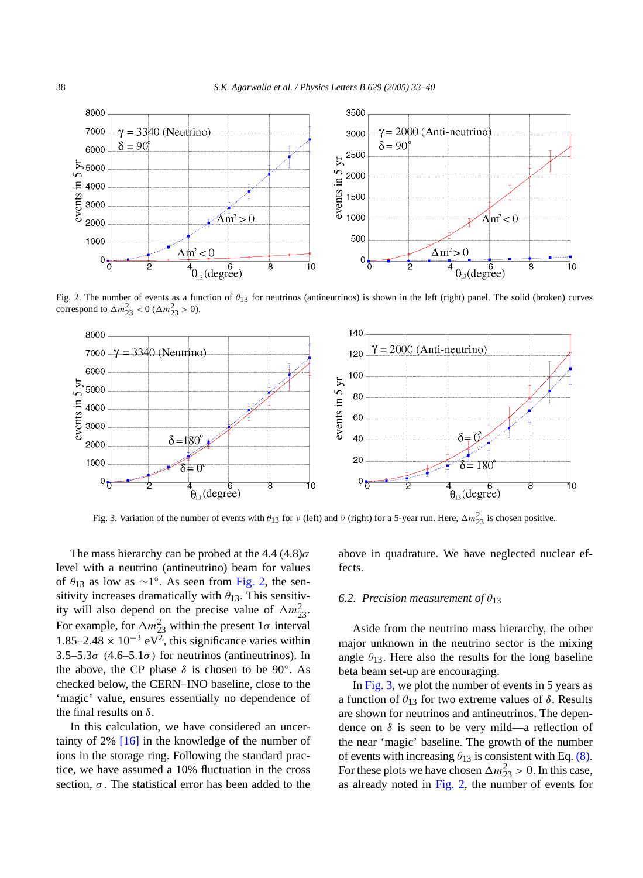Fig. 2. The number of events as a function of $\theta_{13}$ for neutrinos (antineutrinos) is shown in the left (right) panel. The solid (broken) curves correspond to $\Delta m^2_{23} < 0$ ($\Delta m^2_{23} > 0$).

Fig. 3. Variation of the number of events with $\theta_{13}$ for $\nu$ (left) and $\bar{\nu}$ (right) for a 5-year run. Here, $\Delta m^2_{23}$ is chosen positive.

The mass hierarchy can be probed at the 4.4 (4.8)$\sigma$ level with a neutrino (antineutrino) beam for values of $\theta_{13}$ as low as $\sim 1°$. As seen from Fig. 2, the sensitivity increases dramatically with $\theta_{13}$. This sensitivity will also depend on the precise value of $\Delta m^2_{23}$. For example, for $\Delta m^2_{23}$ within the present $1\sigma$ interval 1.85–2.48 $\times 10^{-3}$ eV$^2$, this significance varies within 3.5–5.3$\sigma$ (4.6–5.1$\sigma$) for neutrinos (antineutrinos). In the above, the CP phase $\delta$ is chosen to be 90°. As checked below, the CERN–INO baseline, close to the 'magic' value, ensures essentially no dependence of the final results on $\delta$.

In this calculation, we have considered an uncertainty of 2% [16] in the knowledge of the number of ions in the storage ring. Following the standard practice, we have assumed a 10% fluctuation in the cross section, $\sigma$. The statistical error has been added to the above in quadrature. We have neglected nuclear effects.

### 6.2. *Precision measurement of* $\theta_{13}$

Aside from the neutrino mass hierarchy, the other major unknown in the neutrino sector is the mixing angle $\theta_{13}$. Here also the results for the long baseline beta beam set-up are encouraging.

In Fig. 3, we plot the number of events in 5 years as a function of $\theta_{13}$ for two extreme values of $\delta$. Results are shown for neutrinos and antineutrinos. The dependence on $\delta$ is seen to be very mild—a reflection of the near 'magic' baseline. The growth of the number of events with increasing $\theta_{13}$ is consistent with Eq. (8). For these plots we have chosen $\Delta m^2_{23} > 0$. In this case, as already noted in Fig. 2, the number of events for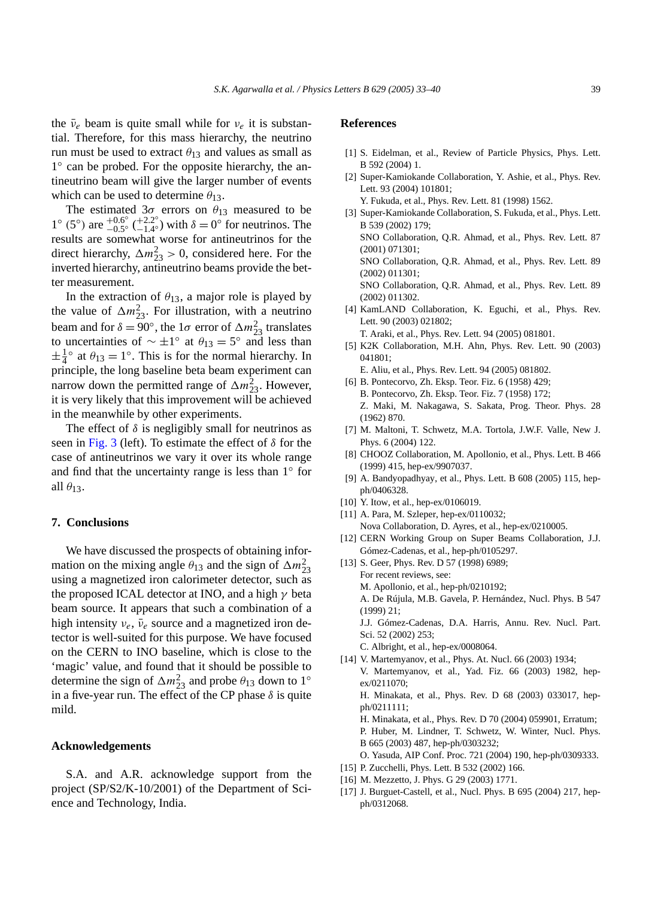the $\bar{\nu}_e$ beam is quite small while for $\nu_e$ it is substantial. Therefore, for this mass hierarchy, the neutrino run must be used to extract $\theta_{13}$ and values as small as $1^\circ$ can be probed. For the opposite hierarchy, the antineutrino beam will give the larger number of events which can be used to determine $\theta_{13}$.

The estimated $3\sigma$ errors on $\theta_{13}$ measured to be $1^\circ$ ($5^\circ$) are $^{+0.6^\circ}_{-0.5^\circ}$ ($^{+2.2^\circ}_{-1.4^\circ}$) with $\delta = 0^\circ$ for neutrinos. The results are somewhat worse for antineutrinos for the direct hierarchy, $\Delta m^2_{23} > 0$, considered here. For the inverted hierarchy, antineutrino beams provide the better measurement.

In the extraction of $\theta_{13}$, a major role is played by the value of $\Delta m^2_{23}$. For illustration, with a neutrino beam and for $\delta = 90^\circ$, the $1\sigma$ error of $\Delta m^2_{23}$ translates to uncertainties of $\sim \pm 1^\circ$ at $\theta_{13} = 5^\circ$ and less than $\pm\frac{1}{4}^\circ$ at $\theta_{13} = 1^\circ$. This is for the normal hierarchy. In principle, the long baseline beta beam experiment can narrow down the permitted range of $\Delta m^2_{23}$. However, it is very likely that this improvement will be achieved in the meanwhile by other experiments.

The effect of $\delta$ is negligibly small for neutrinos as seen in Fig. 3 (left). To estimate the effect of $\delta$ for the case of antineutrinos we vary it over its whole range and find that the uncertainty range is less than $1^\circ$ for all $\theta_{13}$.

## 7. Conclusions

We have discussed the prospects of obtaining information on the mixing angle $\theta_{13}$ and the sign of $\Delta m^2_{23}$ using a magnetized iron calorimeter detector, such as the proposed ICAL detector at INO, and a high $\gamma$ beta beam source. It appears that such a combination of a high intensity $\nu_e$, $\bar{\nu}_e$ source and a magnetized iron detector is well-suited for this purpose. We have focused on the CERN to INO baseline, which is close to the 'magic' value, and found that it should be possible to determine the sign of $\Delta m^2_{23}$ and probe $\theta_{13}$ down to $1^\circ$ in a five-year run. The effect of the CP phase $\delta$ is quite mild.

## Acknowledgements

S.A. and A.R. acknowledge support from the project (SP/S2/K-10/2001) of the Department of Science and Technology, India.

## References

[1] S. Eidelman, et al., Review of Particle Physics, Phys. Lett. B 592 (2004) 1.

[2] Super-Kamiokande Collaboration, Y. Ashie, et al., Phys. Rev. Lett. 93 (2004) 101801;
Y. Fukuda, et al., Phys. Rev. Lett. 81 (1998) 1562.

[3] Super-Kamiokande Collaboration, S. Fukuda, et al., Phys. Lett. B 539 (2002) 179;
SNO Collaboration, Q.R. Ahmad, et al., Phys. Rev. Lett. 87 (2001) 071301;
SNO Collaboration, Q.R. Ahmad, et al., Phys. Rev. Lett. 89 (2002) 011301;
SNO Collaboration, Q.R. Ahmad, et al., Phys. Rev. Lett. 89 (2002) 011302.

[4] KamLAND Collaboration, K. Eguchi, et al., Phys. Rev. Lett. 90 (2003) 021802;
T. Araki, et al., Phys. Rev. Lett. 94 (2005) 081801.

[5] K2K Collaboration, M.H. Ahn, Phys. Rev. Lett. 90 (2003) 041801;
E. Aliu, et al., Phys. Rev. Lett. 94 (2005) 081802.

[6] B. Pontecorvo, Zh. Eksp. Teor. Fiz. 6 (1958) 429;
B. Pontecorvo, Zh. Eksp. Teor. Fiz. 7 (1958) 172;
Z. Maki, M. Nakagawa, S. Sakata, Prog. Theor. Phys. 28 (1962) 870.

[7] M. Maltoni, T. Schwetz, M.A. Tortola, J.W.F. Valle, New J. Phys. 6 (2004) 122.

[8] CHOOZ Collaboration, M. Apollonio, et al., Phys. Lett. B 466 (1999) 415, hep-ex/9907037.

[9] A. Bandyopadhyay, et al., Phys. Lett. B 608 (2005) 115, hep-ph/0406328.

[10] Y. Itow, et al., hep-ex/0106019.

[11] A. Para, M. Szleper, hep-ex/0110032;
Nova Collaboration, D. Ayres, et al., hep-ex/0210005.

[12] CERN Working Group on Super Beams Collaboration, J.J. Gómez-Cadenas, et al., hep-ph/0105297.

[13] S. Geer, Phys. Rev. D 57 (1998) 6989;
For recent reviews, see:
M. Apollonio, et al., hep-ph/0210192;
A. De Rújula, M.B. Gavela, P. Hernández, Nucl. Phys. B 547 (1999) 21;
J.J. Gómez-Cadenas, D.A. Harris, Annu. Rev. Nucl. Part. Sci. 52 (2002) 253;
C. Albright, et al., hep-ex/0008064.

[14] V. Martemyanov, et al., Phys. At. Nucl. 66 (2003) 1934;
V. Martemyanov, et al., Yad. Fiz. 66 (2003) 1982, hep-ex/0211070;
H. Minakata, et al., Phys. Rev. D 68 (2003) 033017, hep-ph/0211111;
H. Minakata, et al., Phys. Rev. D 70 (2004) 059901, Erratum;
P. Huber, M. Lindner, T. Schwetz, W. Winter, Nucl. Phys. B 665 (2003) 487, hep-ph/0303232;
O. Yasuda, AIP Conf. Proc. 721 (2004) 190, hep-ph/0309333.

[15] P. Zucchelli, Phys. Lett. B 532 (2002) 166.

[16] M. Mezzetto, J. Phys. G 29 (2003) 1771.

[17] J. Burguet-Castell, et al., Nucl. Phys. B 695 (2004) 217, hep-ph/0312068.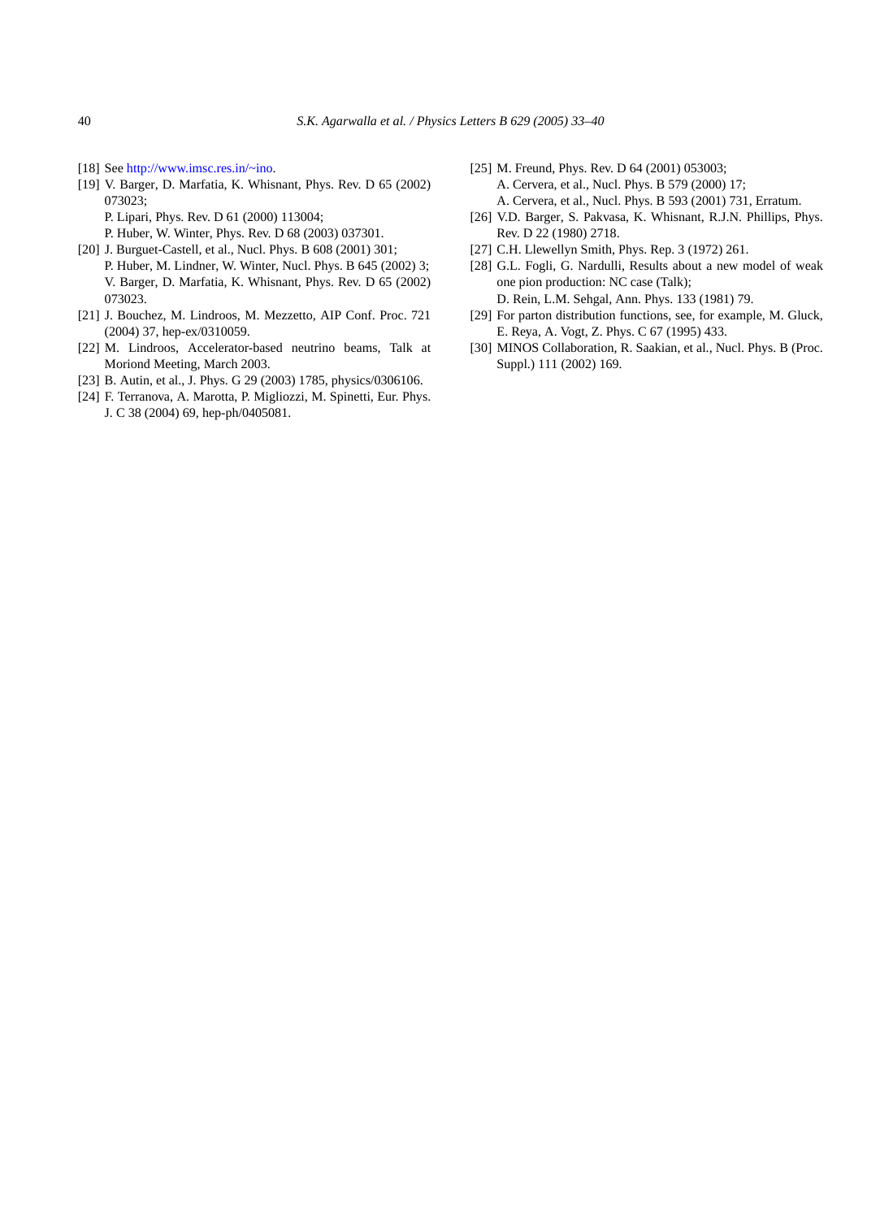[18] See http://www.imsc.res.in/~ino.

[19] V. Barger, D. Marfatia, K. Whisnant, Phys. Rev. D 65 (2002) 073023;
P. Lipari, Phys. Rev. D 61 (2000) 113004;
P. Huber, W. Winter, Phys. Rev. D 68 (2003) 037301.

[20] J. Burguet-Castell, et al., Nucl. Phys. B 608 (2001) 301;
P. Huber, M. Lindner, W. Winter, Nucl. Phys. B 645 (2002) 3;
V. Barger, D. Marfatia, K. Whisnant, Phys. Rev. D 65 (2002) 073023.

[21] J. Bouchez, M. Lindroos, M. Mezzetto, AIP Conf. Proc. 721 (2004) 37, hep-ex/0310059.

[22] M. Lindroos, Accelerator-based neutrino beams, Talk at Moriond Meeting, March 2003.

[23] B. Autin, et al., J. Phys. G 29 (2003) 1785, physics/0306106.

[24] F. Terranova, A. Marotta, P. Migliozzi, M. Spinetti, Eur. Phys. J. C 38 (2004) 69, hep-ph/0405081.

[25] M. Freund, Phys. Rev. D 64 (2001) 053003;
A. Cervera, et al., Nucl. Phys. B 579 (2000) 17;
A. Cervera, et al., Nucl. Phys. B 593 (2001) 731, Erratum.

[26] V.D. Barger, S. Pakvasa, K. Whisnant, R.J.N. Phillips, Phys. Rev. D 22 (1980) 2718.

[27] C.H. Llewellyn Smith, Phys. Rep. 3 (1972) 261.

[28] G.L. Fogli, G. Nardulli, Results about a new model of weak one pion production: NC case (Talk);
D. Rein, L.M. Sehgal, Ann. Phys. 133 (1981) 79.

[29] For parton distribution functions, see, for example, M. Gluck, E. Reya, A. Vogt, Z. Phys. C 67 (1995) 433.

[30] MINOS Collaboration, R. Saakian, et al., Nucl. Phys. B (Proc. Suppl.) 111 (2002) 169.